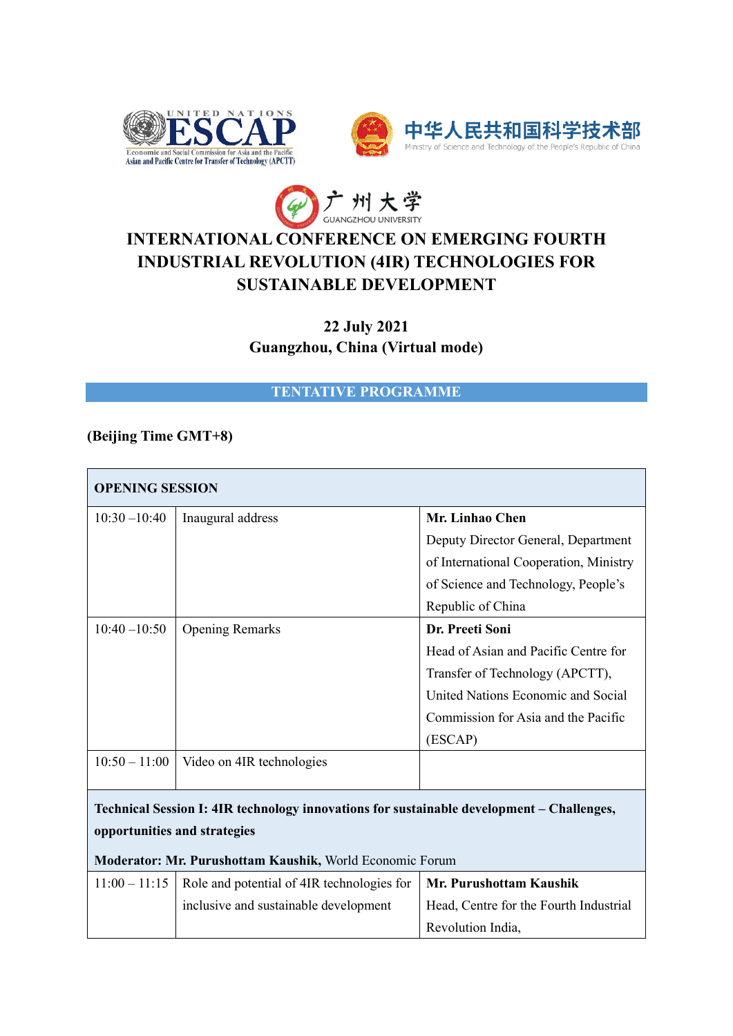# INTERNATIONAL CONFERENCE ON EMERGING FOURTH INDUSTRIAL REVOLUTION (4IR) TECHNOLOGIES FOR SUSTAINABLE DEVELOPMENT

**22 July 2021**
**Guangzhou, China (Virtual mode)**

## TENTATIVE PROGRAMME

**(Beijing Time GMT+8)**

| **OPENING SESSION** | | |
|---|---|---|
| 10:30 –10:40 | Inaugural address | **Mr. Linhao Chen** Deputy Director General, Department of International Cooperation, Ministry of Science and Technology, People's Republic of China |
| 10:40 –10:50 | Opening Remarks | **Dr. Preeti Soni** Head of Asian and Pacific Centre for Transfer of Technology (APCTT), United Nations Economic and Social Commission for Asia and the Pacific (ESCAP) |
| 10:50 – 11:00 | Video on 4IR technologies | |
| **Technical Session I: 4IR technology innovations for sustainable development – Challenges, opportunities and strategies** **Moderator: Mr. Purushottam Kaushik,** World Economic Forum | | |
| 11:00 – 11:15 | Role and potential of 4IR technologies for inclusive and sustainable development | **Mr. Purushottam Kaushik** Head, Centre for the Fourth Industrial Revolution India, |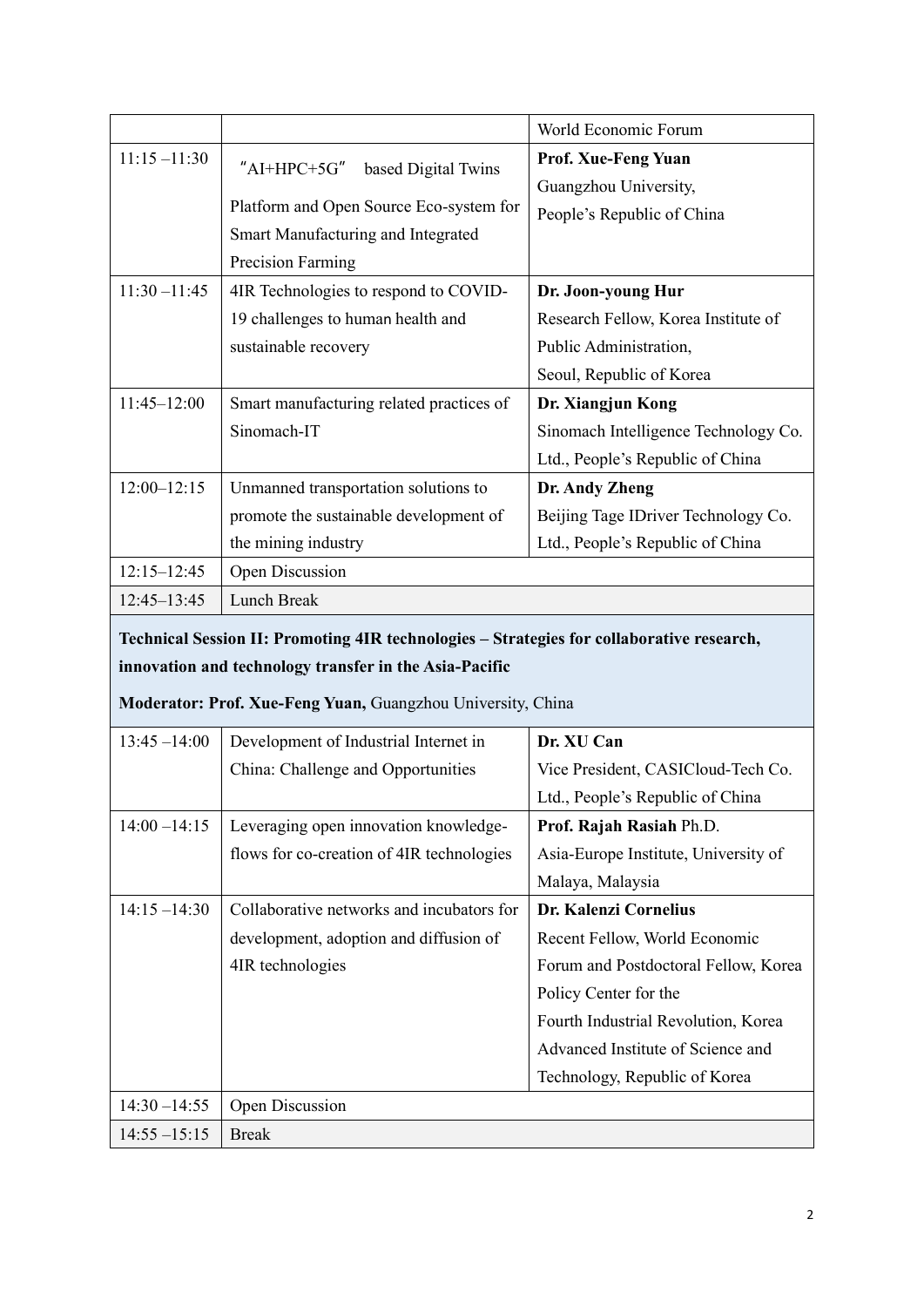|  |  | World Economic Forum |
|---|---|---|
| 11:15 –11:30 | "AI+HPC+5G" based Digital Twins Platform and Open Source Eco-system for Smart Manufacturing and Integrated Precision Farming | **Prof. Xue-Feng Yuan** Guangzhou University, People's Republic of China |
| 11:30 –11:45 | 4IR Technologies to respond to COVID-19 challenges to human health and sustainable recovery | **Dr. Joon-young Hur** Research Fellow, Korea Institute of Public Administration, Seoul, Republic of Korea |
| 11:45–12:00 | Smart manufacturing related practices of Sinomach-IT | **Dr. Xiangjun Kong** Sinomach Intelligence Technology Co. Ltd., People's Republic of China |
| 12:00–12:15 | Unmanned transportation solutions to promote the sustainable development of the mining industry | **Dr. Andy Zheng** Beijing Tage IDriver Technology Co. Ltd., People's Republic of China |
| 12:15–12:45 | Open Discussion | |
| 12:45–13:45 | Lunch Break | |

**Technical Session II: Promoting 4IR technologies – Strategies for collaborative research, innovation and technology transfer in the Asia-Pacific**

**Moderator: Prof. Xue-Feng Yuan,** Guangzhou University, China

| | | |
|---|---|---|
| 13:45 –14:00 | Development of Industrial Internet in China: Challenge and Opportunities | **Dr. XU Can** Vice President, CASICloud-Tech Co. Ltd., People's Republic of China |
| 14:00 –14:15 | Leveraging open innovation knowledge-flows for co-creation of 4IR technologies | **Prof. Rajah Rasiah** Ph.D. Asia-Europe Institute, University of Malaya, Malaysia |
| 14:15 –14:30 | Collaborative networks and incubators for development, adoption and diffusion of 4IR technologies | **Dr. Kalenzi Cornelius** Recent Fellow, World Economic Forum and Postdoctoral Fellow, Korea Policy Center for the Fourth Industrial Revolution, Korea Advanced Institute of Science and Technology, Republic of Korea |
| 14:30 –14:55 | Open Discussion | |
| 14:55 –15:15 | Break | |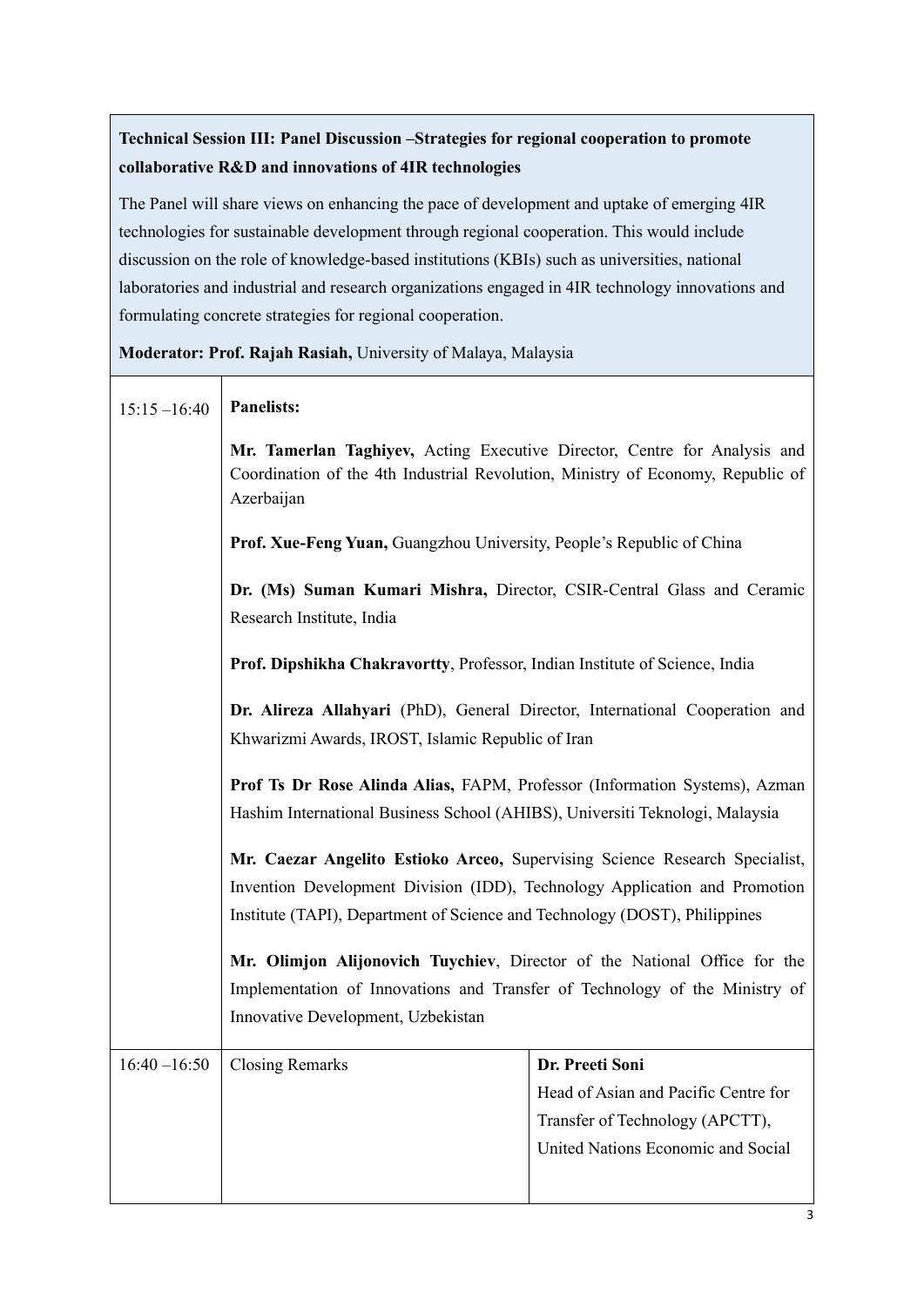**Technical Session III: Panel Discussion –Strategies for regional cooperation to promote collaborative R&D and innovations of 4IR technologies**

The Panel will share views on enhancing the pace of development and uptake of emerging 4IR technologies for sustainable development through regional cooperation. This would include discussion on the role of knowledge-based institutions (KBIs) such as universities, national laboratories and industrial and research organizations engaged in 4IR technology innovations and formulating concrete strategies for regional cooperation.

**Moderator: Prof. Rajah Rasiah,** University of Malaya, Malaysia

| | | |
|---|---|---|
| 15:15 –16:40 | **Panelists:**<br><br>**Mr. Tamerlan Taghiyev,** Acting Executive Director, Centre for Analysis and Coordination of the 4th Industrial Revolution, Ministry of Economy, Republic of Azerbaijan<br><br>**Prof. Xue-Feng Yuan,** Guangzhou University, People's Republic of China<br><br>**Dr. (Ms) Suman Kumari Mishra,** Director, CSIR-Central Glass and Ceramic Research Institute, India<br><br>**Prof. Dipshikha Chakravortty**, Professor, Indian Institute of Science, India<br><br>**Dr. Alireza Allahyari** (PhD), General Director, International Cooperation and Khwarizmi Awards, IROST, Islamic Republic of Iran<br><br>**Prof Ts Dr Rose Alinda Alias,** FAPM, Professor (Information Systems), Azman Hashim International Business School (AHIBS), Universiti Teknologi, Malaysia<br><br>**Mr. Caezar Angelito Estioko Arceo,** Supervising Science Research Specialist, Invention Development Division (IDD), Technology Application and Promotion Institute (TAPI), Department of Science and Technology (DOST), Philippines<br><br>**Mr. Olimjon Alijonovich Tuychiev**, Director of the National Office for the Implementation of Innovations and Transfer of Technology of the Ministry of Innovative Development, Uzbekistan | |
| 16:40 –16:50 | Closing Remarks | **Dr. Preeti Soni**<br>Head of Asian and Pacific Centre for Transfer of Technology (APCTT), United Nations Economic and Social |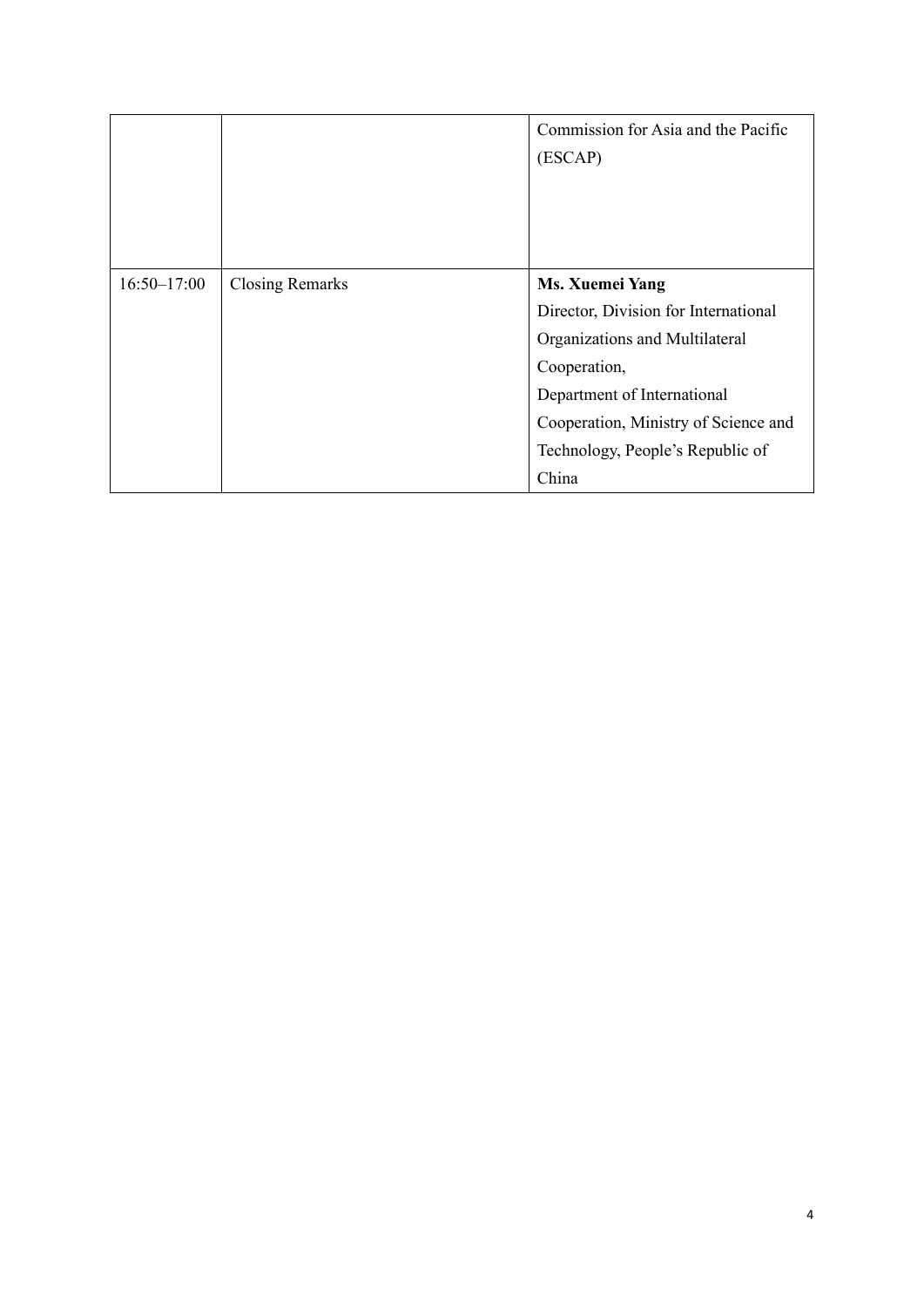| | | |
|---|---|---|
| | | Commission for Asia and the Pacific (ESCAP) |
| 16:50–17:00 | Closing Remarks | **Ms. Xuemei Yang**<br>Director, Division for International Organizations and Multilateral Cooperation,<br>Department of International Cooperation, Ministry of Science and Technology, People's Republic of China |